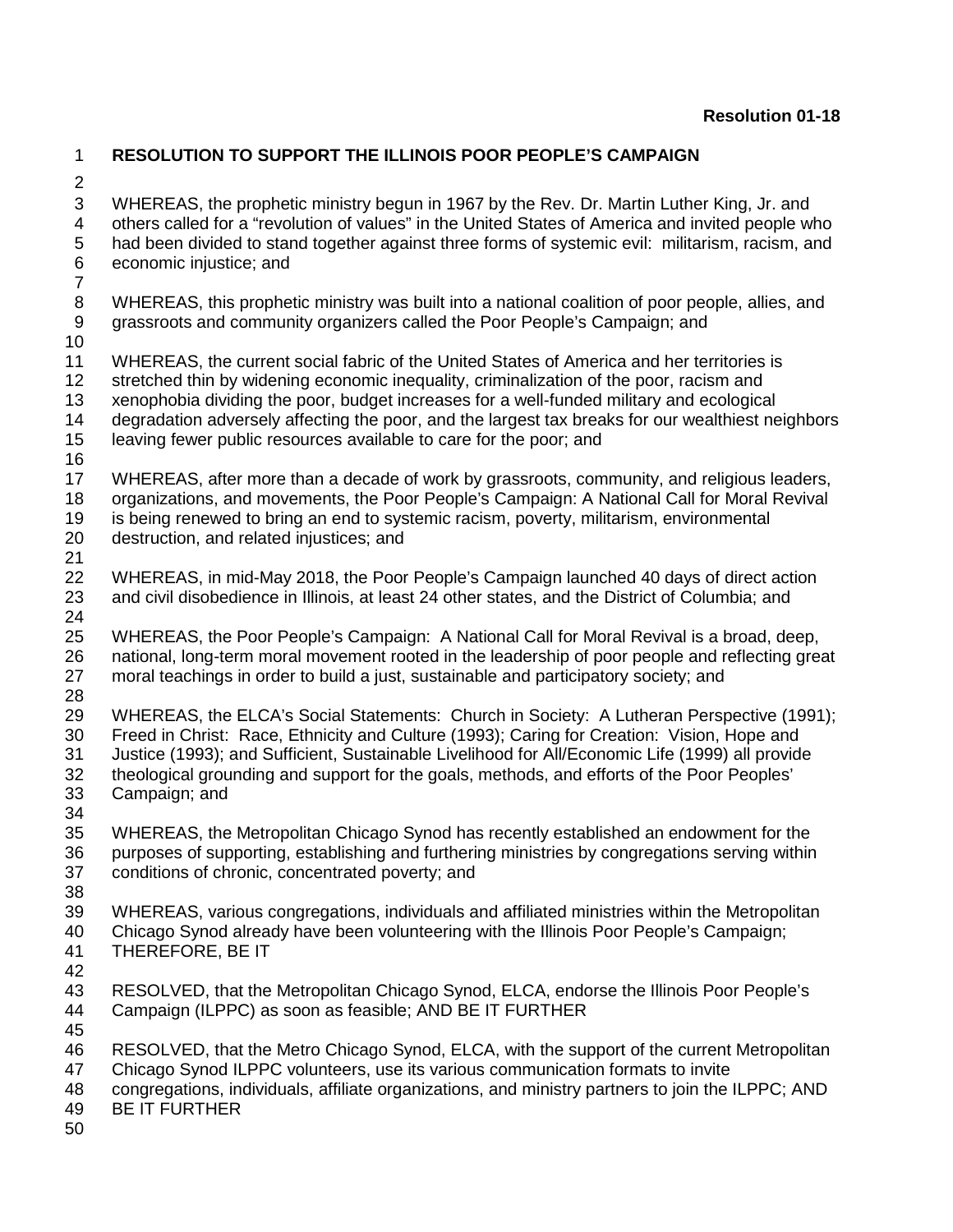**Resolution 01-18**

# RESOLUTION TO SUPPORT THE ILLINOIS POOR PEOPLE'S CAMPAIGN

WHEREAS, the prophetic ministry begun in 1967 by the Rev. Dr. Martin Luther King, Jr. and others called for a "revolution of values" in the United States of America and invited people who had been divided to stand together against three forms of systemic evil: militarism, racism, and economic injustice; and

WHEREAS, this prophetic ministry was built into a national coalition of poor people, allies, and grassroots and community organizers called the Poor People's Campaign; and

WHEREAS, the current social fabric of the United States of America and her territories is stretched thin by widening economic inequality, criminalization of the poor, racism and xenophobia dividing the poor, budget increases for a well-funded military and ecological degradation adversely affecting the poor, and the largest tax breaks for our wealthiest neighbors leaving fewer public resources available to care for the poor; and

WHEREAS, after more than a decade of work by grassroots, community, and religious leaders, organizations, and movements, the Poor People's Campaign: A National Call for Moral Revival is being renewed to bring an end to systemic racism, poverty, militarism, environmental destruction, and related injustices; and

WHEREAS, in mid-May 2018, the Poor People's Campaign launched 40 days of direct action and civil disobedience in Illinois, at least 24 other states, and the District of Columbia; and

WHEREAS, the Poor People's Campaign: A National Call for Moral Revival is a broad, deep, national, long-term moral movement rooted in the leadership of poor people and reflecting great moral teachings in order to build a just, sustainable and participatory society; and

WHEREAS, the ELCA's Social Statements: Church in Society: A Lutheran Perspective (1991); Freed in Christ: Race, Ethnicity and Culture (1993); Caring for Creation: Vision, Hope and Justice (1993); and Sufficient, Sustainable Livelihood for All/Economic Life (1999) all provide theological grounding and support for the goals, methods, and efforts of the Poor Peoples' Campaign; and

WHEREAS, the Metropolitan Chicago Synod has recently established an endowment for the purposes of supporting, establishing and furthering ministries by congregations serving within conditions of chronic, concentrated poverty; and

WHEREAS, various congregations, individuals and affiliated ministries within the Metropolitan Chicago Synod already have been volunteering with the Illinois Poor People's Campaign; THEREFORE, BE IT

RESOLVED, that the Metropolitan Chicago Synod, ELCA, endorse the Illinois Poor People's Campaign (ILPPC) as soon as feasible; AND BE IT FURTHER

RESOLVED, that the Metro Chicago Synod, ELCA, with the support of the current Metropolitan Chicago Synod ILPPC volunteers, use its various communication formats to invite congregations, individuals, affiliate organizations, and ministry partners to join the ILPPC; AND BE IT FURTHER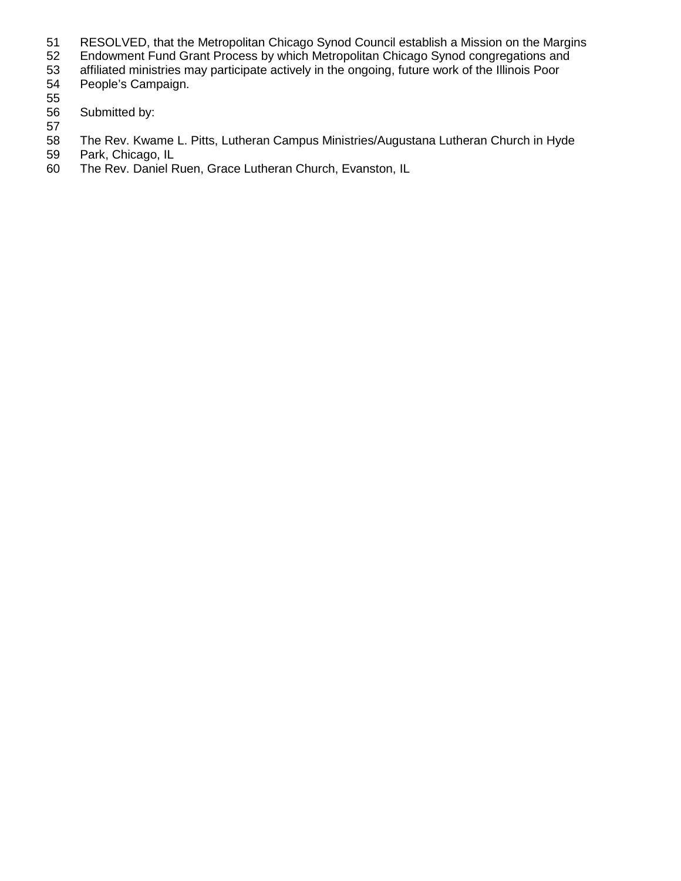RESOLVED, that the Metropolitan Chicago Synod Council establish a Mission on the Margins Endowment Fund Grant Process by which Metropolitan Chicago Synod congregations and affiliated ministries may participate actively in the ongoing, future work of the Illinois Poor People's Campaign.

Submitted by:

The Rev. Kwame L. Pitts, Lutheran Campus Ministries/Augustana Lutheran Church in Hyde Park, Chicago, IL
The Rev. Daniel Ruen, Grace Lutheran Church, Evanston, IL